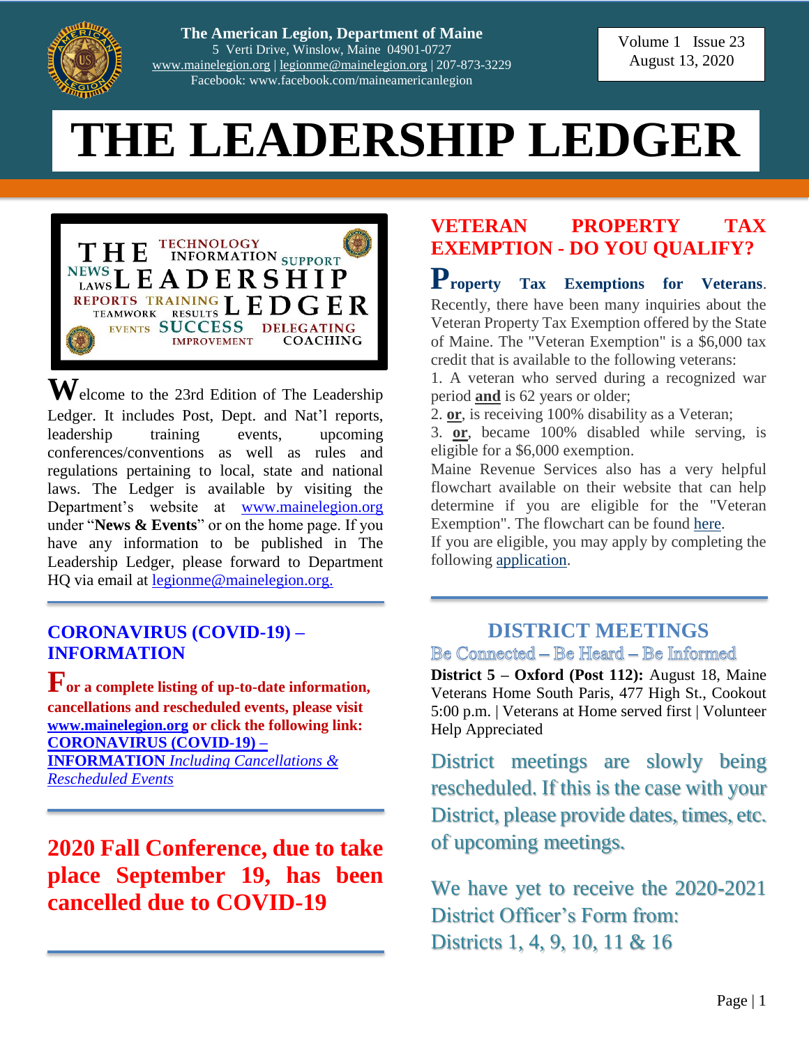The American Legion, Department of Maine
5 Verti Drive, Winslow, Maine 04901-0727
www.mainelegion.org | legionme@mainelegion.org | 207-873-3229
Facebook: www.facebook.com/maineamericanlegion

Volume 1 Issue 23
August 13, 2020

# THE LEADERSHIP LEDGER

Welcome to the 23rd Edition of The Leadership Ledger. It includes Post, Dept. and Nat'l reports, leadership training events, upcoming conferences/conventions as well as rules and regulations pertaining to local, state and national laws. The Ledger is available by visiting the Department's website at www.mainelegion.org under "**News & Events**" or on the home page. If you have any information to be published in The Leadership Ledger, please forward to Department HQ via email at legionme@mainelegion.org.

## CORONAVIRUS (COVID-19) – INFORMATION

**For a complete listing of up-to-date information, cancellations and rescheduled events, please visit www.mainelegion.org or click the following link: CORONAVIRUS (COVID-19) – INFORMATION** *Including Cancellations & Rescheduled Events*

## 2020 Fall Conference, due to take place September 19, has been cancelled due to COVID-19

## VETERAN PROPERTY TAX EXEMPTION - DO YOU QUALIFY?

**Property Tax Exemptions for Veterans.** Recently, there have been many inquiries about the Veteran Property Tax Exemption offered by the State of Maine. The "Veteran Exemption" is a $6,000 tax credit that is available to the following veterans:

1. A veteran who served during a recognized war period **and** is 62 years or older;
2. **or**, is receiving 100% disability as a Veteran;
3. **or**, became 100% disabled while serving, is eligible for a $6,000 exemption.

Maine Revenue Services also has a very helpful flowchart available on their website that can help determine if you are eligible for the "Veteran Exemption". The flowchart can be found here.

If you are eligible, you may apply by completing the following application.

## DISTRICT MEETINGS

Be Connected – Be Heard – Be Informed

**District 5 – Oxford (Post 112):** August 18, Maine Veterans Home South Paris, 477 High St., Cookout 5:00 p.m. | Veterans at Home served first | Volunteer Help Appreciated

District meetings are slowly being rescheduled. If this is the case with your District, please provide dates, times, etc. of upcoming meetings.

We have yet to receive the 2020-2021 District Officer's Form from: Districts 1, 4, 9, 10, 11 & 16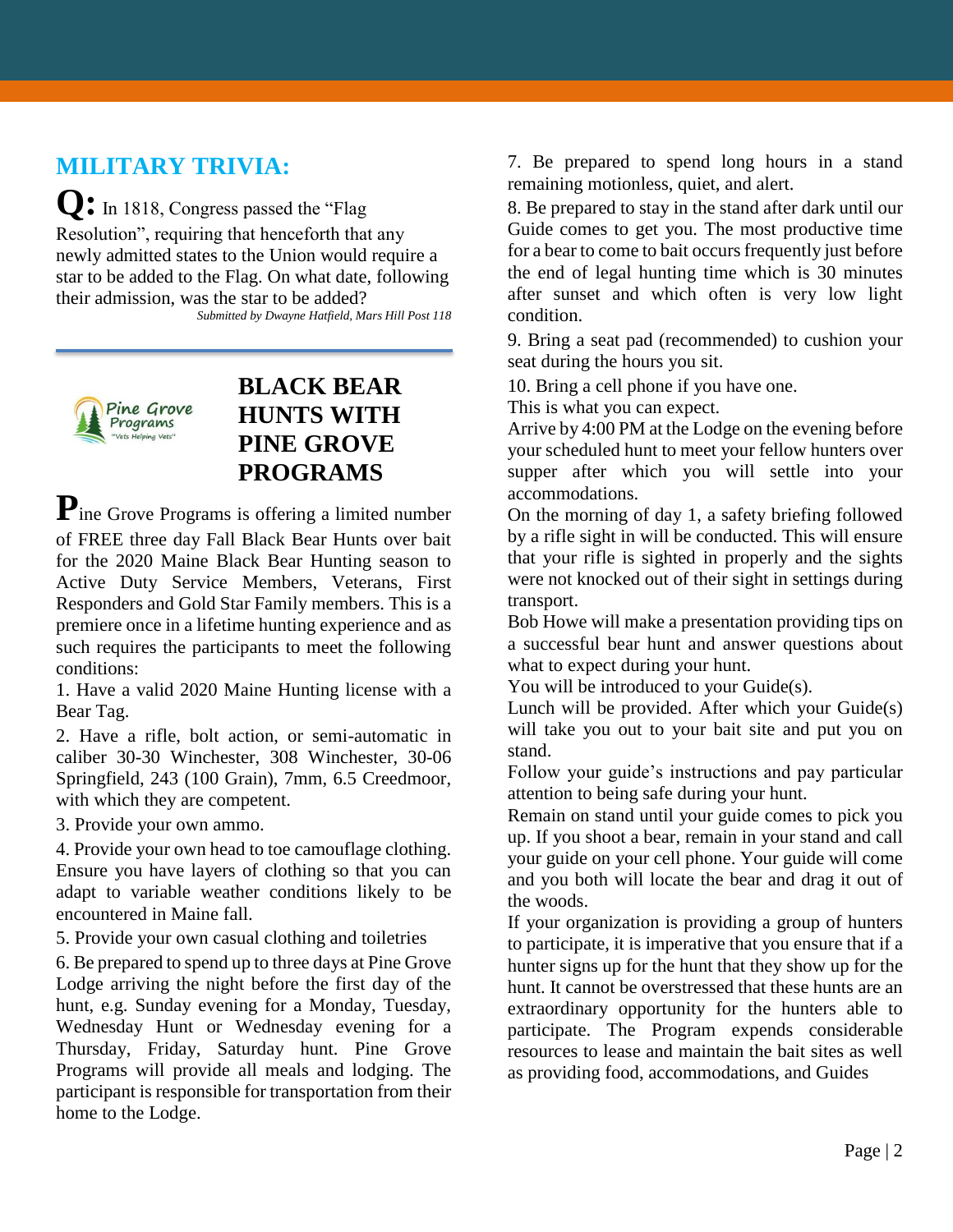## MILITARY TRIVIA:

**Q:** In 1818, Congress passed the "Flag Resolution", requiring that henceforth that any newly admitted states to the Union would require a star to be added to the Flag. On what date, following their admission, was the star to be added?

*Submitted by Dwayne Hatfield, Mars Hill Post 118*

---

## BLACK BEAR HUNTS WITH PINE GROVE PROGRAMS

Pine Grove Programs is offering a limited number of FREE three day Fall Black Bear Hunts over bait for the 2020 Maine Black Bear Hunting season to Active Duty Service Members, Veterans, First Responders and Gold Star Family members. This is a premiere once in a lifetime hunting experience and as such requires the participants to meet the following conditions:

1. Have a valid 2020 Maine Hunting license with a Bear Tag.
2. Have a rifle, bolt action, or semi-automatic in caliber 30-30 Winchester, 308 Winchester, 30-06 Springfield, 243 (100 Grain), 7mm, 6.5 Creedmoor, with which they are competent.
3. Provide your own ammo.
4. Provide your own head to toe camouflage clothing. Ensure you have layers of clothing so that you can adapt to variable weather conditions likely to be encountered in Maine fall.
5. Provide your own casual clothing and toiletries
6. Be prepared to spend up to three days at Pine Grove Lodge arriving the night before the first day of the hunt, e.g. Sunday evening for a Monday, Tuesday, Wednesday Hunt or Wednesday evening for a Thursday, Friday, Saturday hunt. Pine Grove Programs will provide all meals and lodging. The participant is responsible for transportation from their home to the Lodge.
7. Be prepared to spend long hours in a stand remaining motionless, quiet, and alert.
8. Be prepared to stay in the stand after dark until our Guide comes to get you. The most productive time for a bear to come to bait occurs frequently just before the end of legal hunting time which is 30 minutes after sunset and which often is very low light condition.
9. Bring a seat pad (recommended) to cushion your seat during the hours you sit.
10. Bring a cell phone if you have one.

This is what you can expect.

Arrive by 4:00 PM at the Lodge on the evening before your scheduled hunt to meet your fellow hunters over supper after which you will settle into your accommodations.

On the morning of day 1, a safety briefing followed by a rifle sight in will be conducted. This will ensure that your rifle is sighted in properly and the sights were not knocked out of their sight in settings during transport.

Bob Howe will make a presentation providing tips on a successful bear hunt and answer questions about what to expect during your hunt.

You will be introduced to your Guide(s).

Lunch will be provided. After which your Guide(s) will take you out to your bait site and put you on stand.

Follow your guide's instructions and pay particular attention to being safe during your hunt.

Remain on stand until your guide comes to pick you up. If you shoot a bear, remain in your stand and call your guide on your cell phone. Your guide will come and you both will locate the bear and drag it out of the woods.

If your organization is providing a group of hunters to participate, it is imperative that you ensure that if a hunter signs up for the hunt that they show up for the hunt. It cannot be overstressed that these hunts are an extraordinary opportunity for the hunters able to participate. The Program expends considerable resources to lease and maintain the bait sites as well as providing food, accommodations, and Guides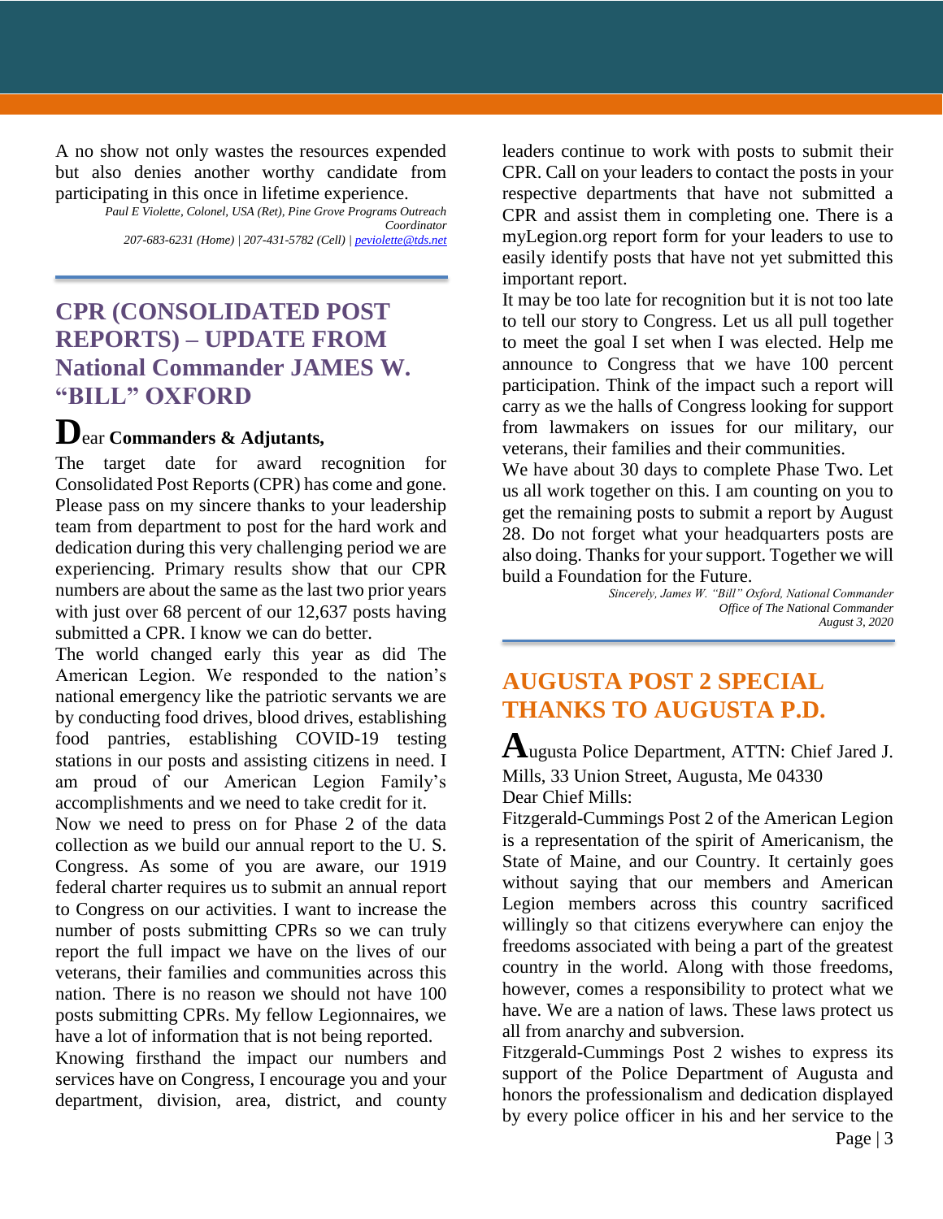A no show not only wastes the resources expended but also denies another worthy candidate from participating in this once in lifetime experience.

*Paul E Violette, Colonel, USA (Ret), Pine Grove Programs Outreach Coordinator*
*207-683-6231 (Home) | 207-431-5782 (Cell) | peviolette@tds.net*

## CPR (CONSOLIDATED POST REPORTS) – UPDATE FROM National Commander JAMES W. "BILL" OXFORD

Dear **Commanders & Adjutants,**

The target date for award recognition for Consolidated Post Reports (CPR) has come and gone. Please pass on my sincere thanks to your leadership team from department to post for the hard work and dedication during this very challenging period we are experiencing. Primary results show that our CPR numbers are about the same as the last two prior years with just over 68 percent of our 12,637 posts having submitted a CPR. I know we can do better.

The world changed early this year as did The American Legion. We responded to the nation's national emergency like the patriotic servants we are by conducting food drives, blood drives, establishing food pantries, establishing COVID-19 testing stations in our posts and assisting citizens in need. I am proud of our American Legion Family's accomplishments and we need to take credit for it.

Now we need to press on for Phase 2 of the data collection as we build our annual report to the U. S. Congress. As some of you are aware, our 1919 federal charter requires us to submit an annual report to Congress on our activities. I want to increase the number of posts submitting CPRs so we can truly report the full impact we have on the lives of our veterans, their families and communities across this nation. There is no reason we should not have 100 posts submitting CPRs. My fellow Legionnaires, we have a lot of information that is not being reported.

Knowing firsthand the impact our numbers and services have on Congress, I encourage you and your department, division, area, district, and county leaders continue to work with posts to submit their CPR. Call on your leaders to contact the posts in your respective departments that have not submitted a CPR and assist them in completing one. There is a myLegion.org report form for your leaders to use to easily identify posts that have not yet submitted this important report.

It may be too late for recognition but it is not too late to tell our story to Congress. Let us all pull together to meet the goal I set when I was elected. Help me announce to Congress that we have 100 percent participation. Think of the impact such a report will carry as we the halls of Congress looking for support from lawmakers on issues for our military, our veterans, their families and their communities.

We have about 30 days to complete Phase Two. Let us all work together on this. I am counting on you to get the remaining posts to submit a report by August 28. Do not forget what your headquarters posts are also doing. Thanks for your support. Together we will build a Foundation for the Future.

*Sincerely, James W. "Bill" Oxford, National Commander*
*Office of The National Commander*
*August 3, 2020*

## AUGUSTA POST 2 SPECIAL THANKS TO AUGUSTA P.D.

Augusta Police Department, ATTN: Chief Jared J. Mills, 33 Union Street, Augusta, Me 04330

Dear Chief Mills:

Fitzgerald-Cummings Post 2 of the American Legion is a representation of the spirit of Americanism, the State of Maine, and our Country. It certainly goes without saying that our members and American Legion members across this country sacrificed willingly so that citizens everywhere can enjoy the freedoms associated with being a part of the greatest country in the world. Along with those freedoms, however, comes a responsibility to protect what we have. We are a nation of laws. These laws protect us all from anarchy and subversion.

Fitzgerald-Cummings Post 2 wishes to express its support of the Police Department of Augusta and honors the professionalism and dedication displayed by every police officer in his and her service to the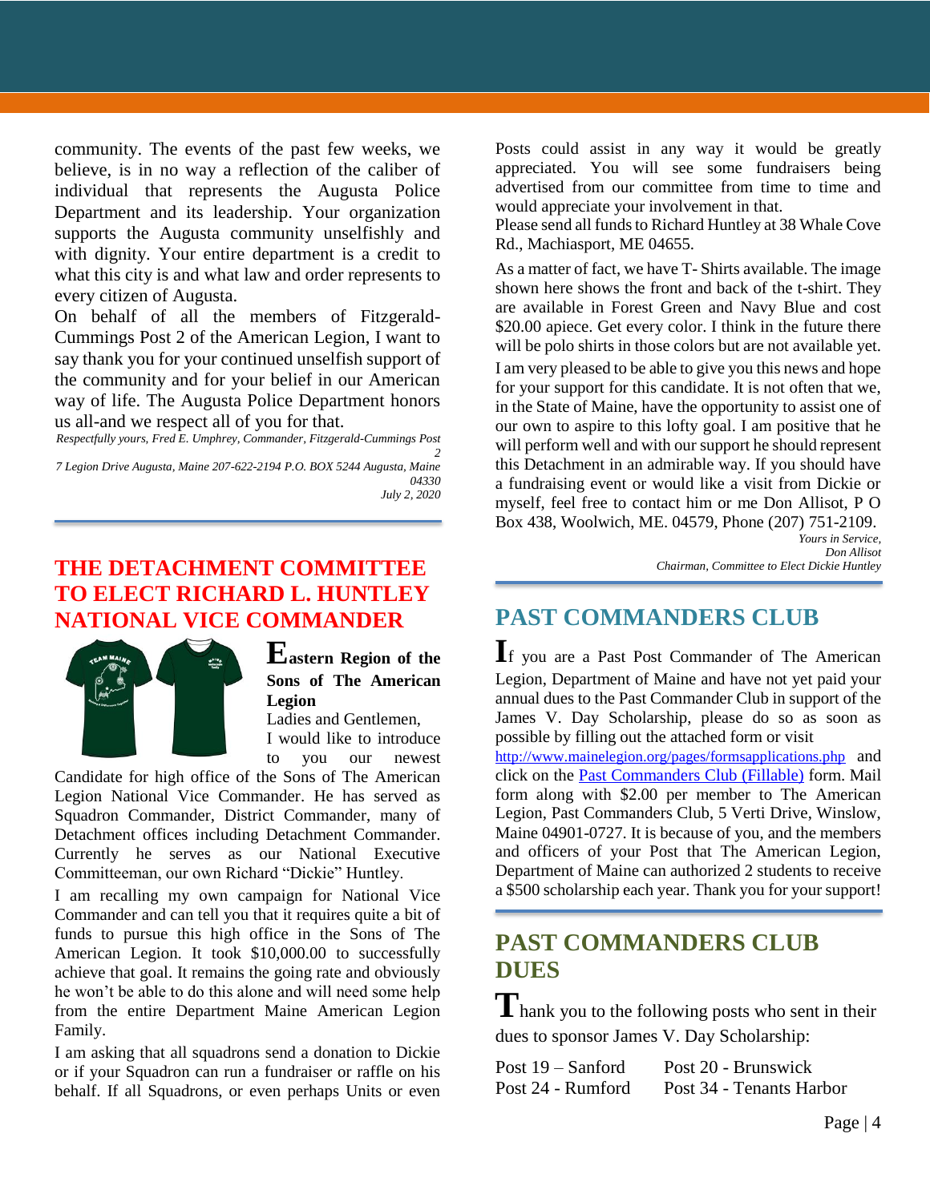community. The events of the past few weeks, we believe, is in no way a reflection of the caliber of individual that represents the Augusta Police Department and its leadership. Your organization supports the Augusta community unselfishly and with dignity. Your entire department is a credit to what this city is and what law and order represents to every citizen of Augusta.

On behalf of all the members of Fitzgerald-Cummings Post 2 of the American Legion, I want to say thank you for your continued unselfish support of the community and for your belief in our American way of life. The Augusta Police Department honors us all-and we respect all of you for that.

*Respectfully yours, Fred E. Umphrey, Commander, Fitzgerald-Cummings Post 2*

*7 Legion Drive Augusta, Maine 207-622-2194 P.O. BOX 5244 Augusta, Maine 04330*

*July 2, 2020*

## THE DETACHMENT COMMITTEE TO ELECT RICHARD L. HUNTLEY NATIONAL VICE COMMANDER

**Eastern Region of the Sons of The American Legion**

Ladies and Gentlemen,

I would like to introduce to you our newest Candidate for high office of the Sons of The American Legion National Vice Commander. He has served as Squadron Commander, District Commander, many of Detachment offices including Detachment Commander. Currently he serves as our National Executive Committeeman, our own Richard "Dickie" Huntley.

I am recalling my own campaign for National Vice Commander and can tell you that it requires quite a bit of funds to pursue this high office in the Sons of The American Legion. It took $10,000.00 to successfully achieve that goal. It remains the going rate and obviously he won't be able to do this alone and will need some help from the entire Department Maine American Legion Family.

I am asking that all squadrons send a donation to Dickie or if your Squadron can run a fundraiser or raffle on his behalf. If all Squadrons, or even perhaps Units or even Posts could assist in any way it would be greatly appreciated. You will see some fundraisers being advertised from our committee from time to time and would appreciate your involvement in that.

Please send all funds to Richard Huntley at 38 Whale Cove Rd., Machiasport, ME 04655.

As a matter of fact, we have T- Shirts available. The image shown here shows the front and back of the t-shirt. They are available in Forest Green and Navy Blue and cost $20.00 apiece. Get every color. I think in the future there will be polo shirts in those colors but are not available yet.

I am very pleased to be able to give you this news and hope for your support for this candidate. It is not often that we, in the State of Maine, have the opportunity to assist one of our own to aspire to this lofty goal. I am positive that he will perform well and with our support he should represent this Detachment in an admirable way. If you should have a fundraising event or would like a visit from Dickie or myself, feel free to contact him or me Don Allisot, P O Box 438, Woolwich, ME. 04579, Phone (207) 751-2109.

*Yours in Service,*
*Don Allisot*
*Chairman, Committee to Elect Dickie Huntley*

## PAST COMMANDERS CLUB

If you are a Past Post Commander of The American Legion, Department of Maine and have not yet paid your annual dues to the Past Commander Club in support of the James V. Day Scholarship, please do so as soon as possible by filling out the attached form or visit http://www.mainelegion.org/pages/formsapplications.php and click on the Past Commanders Club (Fillable) form. Mail form along with $2.00 per member to The American Legion, Past Commanders Club, 5 Verti Drive, Winslow, Maine 04901-0727. It is because of you, and the members and officers of your Post that The American Legion, Department of Maine can authorized 2 students to receive a $500 scholarship each year. Thank you for your support!

## PAST COMMANDERS CLUB DUES

Thank you to the following posts who sent in their dues to sponsor James V. Day Scholarship:

Post 19 – Sanford    Post 20 - Brunswick
Post 24 - Rumford    Post 34 - Tenants Harbor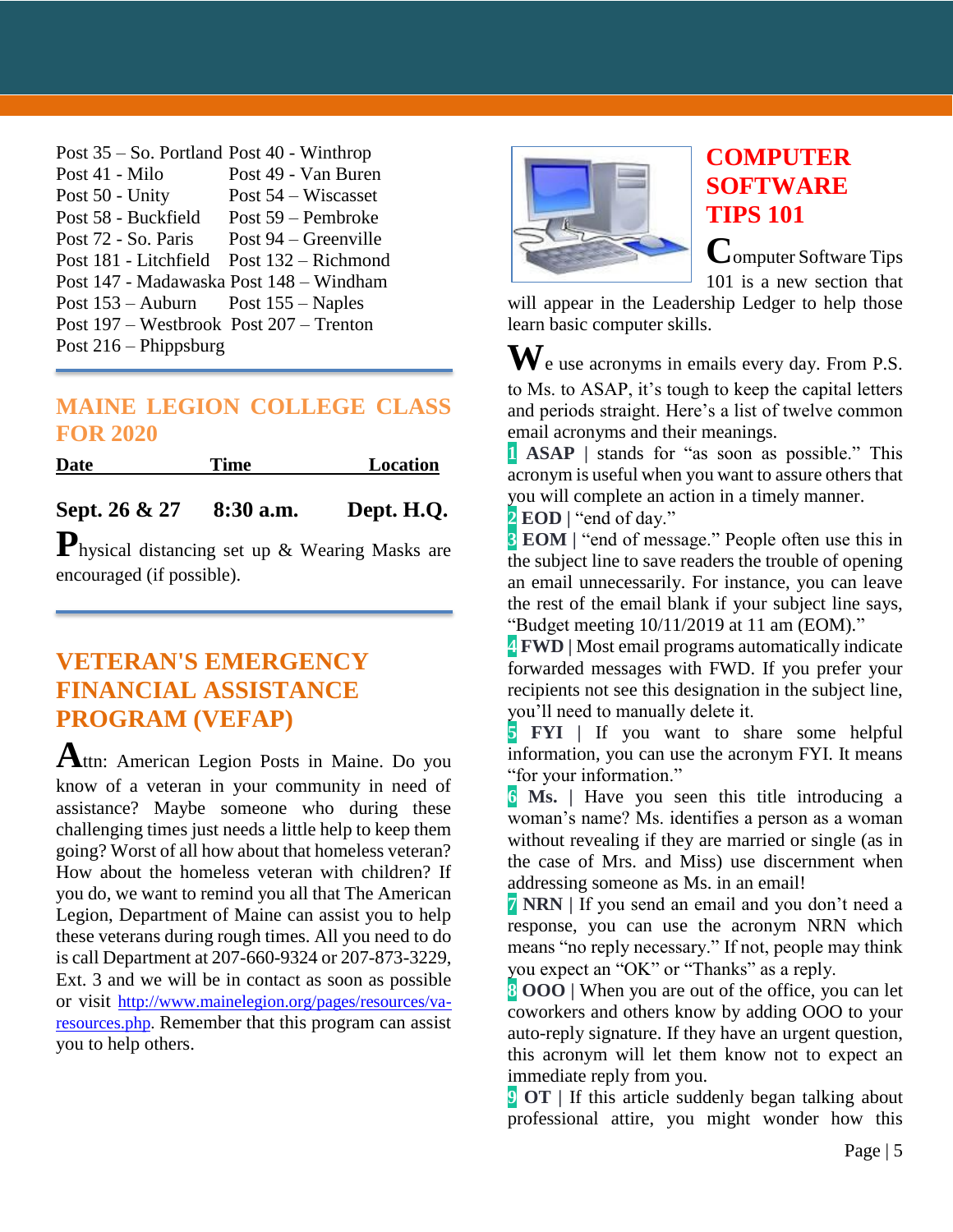Post 35 – So. Portland Post 40 - Winthrop
Post 41 - Milo Post 49 - Van Buren
Post 50 - Unity Post 54 – Wiscasset
Post 58 - Buckfield Post 59 – Pembroke
Post 72 - So. Paris Post 94 – Greenville
Post 181 - Litchfield Post 132 – Richmond
Post 147 - Madawaska Post 148 – Windham
Post 153 – Auburn Post 155 – Naples
Post 197 – Westbrook Post 207 – Trenton
Post 216 – Phippsburg

## MAINE LEGION COLLEGE CLASS FOR 2020

| Date | Time | Location |
|---|---|---|
| **Sept. 26 & 27** | **8:30 a.m.** | **Dept. H.Q.** |

Physical distancing set up & Wearing Masks are encouraged (if possible).

## VETERAN'S EMERGENCY FINANCIAL ASSISTANCE PROGRAM (VEFAP)

Attn: American Legion Posts in Maine. Do you know of a veteran in your community in need of assistance? Maybe someone who during these challenging times just needs a little help to keep them going? Worst of all how about that homeless veteran? How about the homeless veteran with children? If you do, we want to remind you all that The American Legion, Department of Maine can assist you to help these veterans during rough times. All you need to do is call Department at 207-660-9324 or 207-873-3229, Ext. 3 and we will be in contact as soon as possible or visit http://www.mainelegion.org/pages/resources/va-resources.php. Remember that this program can assist you to help others.

## COMPUTER SOFTWARE TIPS 101

Computer Software Tips 101 is a new section that will appear in the Leadership Ledger to help those learn basic computer skills.

We use acronyms in emails every day. From P.S. to Ms. to ASAP, it's tough to keep the capital letters and periods straight. Here's a list of twelve common email acronyms and their meanings.

1 **ASAP** | stands for "as soon as possible." This acronym is useful when you want to assure others that you will complete an action in a timely manner.

2 **EOD** | "end of day."

3 **EOM** | "end of message." People often use this in the subject line to save readers the trouble of opening an email unnecessarily. For instance, you can leave the rest of the email blank if your subject line says, "Budget meeting 10/11/2019 at 11 am (EOM)."

4 **FWD** | Most email programs automatically indicate forwarded messages with FWD. If you prefer your recipients not see this designation in the subject line, you'll need to manually delete it.

5 **FYI** | If you want to share some helpful information, you can use the acronym FYI. It means "for your information."

6 **Ms.** | Have you seen this title introducing a woman's name? Ms. identifies a person as a woman without revealing if they are married or single (as in the case of Mrs. and Miss) use discernment when addressing someone as Ms. in an email!

7 **NRN** | If you send an email and you don't need a response, you can use the acronym NRN which means "no reply necessary." If not, people may think you expect an "OK" or "Thanks" as a reply.

8 **OOO** | When you are out of the office, you can let coworkers and others know by adding OOO to your auto-reply signature. If they have an urgent question, this acronym will let them know not to expect an immediate reply from you.

9 **OT** | If this article suddenly began talking about professional attire, you might wonder how this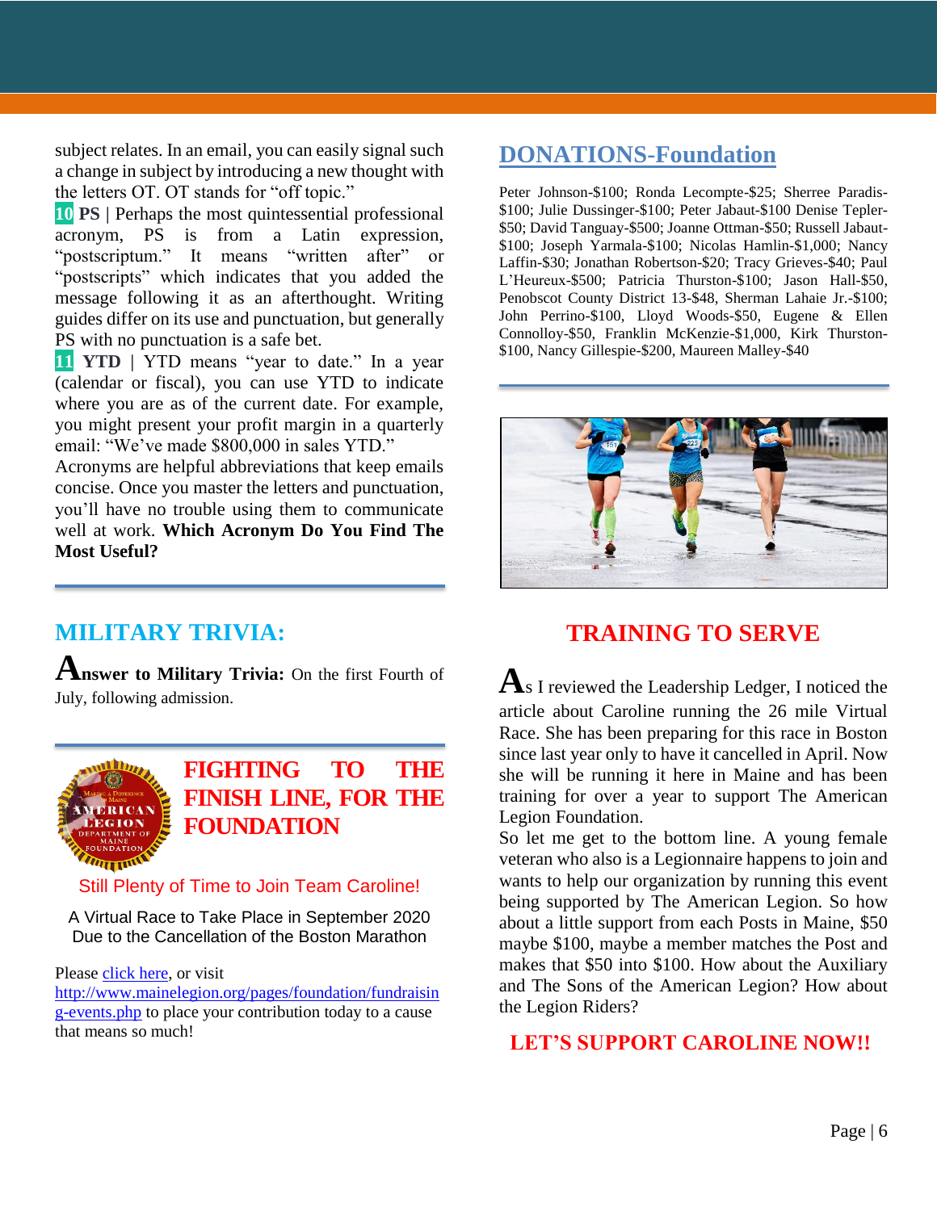subject relates. In an email, you can easily signal such a change in subject by introducing a new thought with the letters OT. OT stands for "off topic."

**10** **PS** | Perhaps the most quintessential professional acronym, PS is from a Latin expression, "postscriptum." It means "written after" or "postscripts" which indicates that you added the message following it as an afterthought. Writing guides differ on its use and punctuation, but generally PS with no punctuation is a safe bet.

**11** **YTD** | YTD means "year to date." In a year (calendar or fiscal), you can use YTD to indicate where you are as of the current date. For example, you might present your profit margin in a quarterly email: "We've made $800,000 in sales YTD."

Acronyms are helpful abbreviations that keep emails concise. Once you master the letters and punctuation, you'll have no trouble using them to communicate well at work. **Which Acronym Do You Find The Most Useful?**

## MILITARY TRIVIA:

**Answer to Military Trivia:** On the first Fourth of July, following admission.

## FIGHTING TO THE FINISH LINE, FOR THE FOUNDATION

Still Plenty of Time to Join Team Caroline!

A Virtual Race to Take Place in September 2020 Due to the Cancellation of the Boston Marathon

Please click here, or visit http://www.mainelegion.org/pages/foundation/fundraising-events.php to place your contribution today to a cause that means so much!

## DONATIONS-Foundation

Peter Johnson-$100; Ronda Lecompte-$25; Sherree Paradis-$100; Julie Dussinger-$100; Peter Jabaut-$100 Denise Tepler-$50; David Tanguay-$500; Joanne Ottman-$50; Russell Jabaut-$100; Joseph Yarmala-$100; Nicolas Hamlin-$1,000; Nancy Laffin-$30; Jonathan Robertson-$20; Tracy Grieves-$40; Paul L'Heureux-$500; Patricia Thurston-$100; Jason Hall-$50, Penobscot County District 13-$48, Sherman Lahaie Jr.-$100; John Perrino-$100, Lloyd Woods-$50, Eugene & Ellen Connolloy-$50, Franklin McKenzie-$1,000, Kirk Thurston-$100, Nancy Gillespie-$200, Maureen Malley-$40

## TRAINING TO SERVE

As I reviewed the Leadership Ledger, I noticed the article about Caroline running the 26 mile Virtual Race. She has been preparing for this race in Boston since last year only to have it cancelled in April. Now she will be running it here in Maine and has been training for over a year to support The American Legion Foundation.

So let me get to the bottom line. A young female veteran who also is a Legionnaire happens to join and wants to help our organization by running this event being supported by The American Legion. So how about a little support from each Posts in Maine, $50 maybe $100, maybe a member matches the Post and makes that $50 into $100. How about the Auxiliary and The Sons of the American Legion? How about the Legion Riders?

**LET'S SUPPORT CAROLINE NOW!!**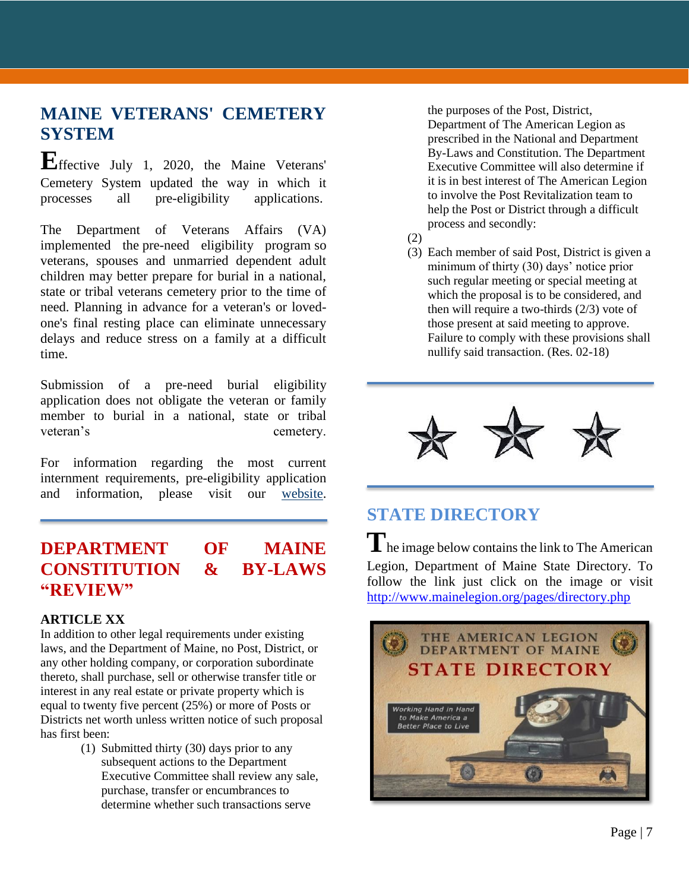## MAINE VETERANS' CEMETERY SYSTEM

Effective July 1, 2020, the Maine Veterans' Cemetery System updated the way in which it processes all pre-eligibility applications.

The Department of Veterans Affairs (VA) implemented the pre-need eligibility program so veterans, spouses and unmarried dependent adult children may better prepare for burial in a national, state or tribal veterans cemetery prior to the time of need. Planning in advance for a veteran's or loved-one's final resting place can eliminate unnecessary delays and reduce stress on a family at a difficult time.

Submission of a pre-need burial eligibility application does not obligate the veteran or family member to burial in a national, state or tribal veteran's cemetery.

For information regarding the most current internment requirements, pre-eligibility application and information, please visit our website.

## DEPARTMENT OF MAINE CONSTITUTION & BY-LAWS "REVIEW"

**ARTICLE XX**

In addition to other legal requirements under existing laws, and the Department of Maine, no Post, District, or any other holding company, or corporation subordinate thereto, shall purchase, sell or otherwise transfer title or interest in any real estate or private property which is equal to twenty five percent (25%) or more of Posts or Districts net worth unless written notice of such proposal has first been:

(1) Submitted thirty (30) days prior to any subsequent actions to the Department Executive Committee shall review any sale, purchase, transfer or encumbrances to determine whether such transactions serve the purposes of the Post, District, Department of The American Legion as prescribed in the National and Department By-Laws and Constitution. The Department Executive Committee will also determine if it is in best interest of The American Legion to involve the Post Revitalization team to help the Post or District through a difficult process and secondly:

(2)

(3) Each member of said Post, District is given a minimum of thirty (30) days' notice prior such regular meeting or special meeting at which the proposal is to be considered, and then will require a two-thirds (2/3) vote of those present at said meeting to approve. Failure to comply with these provisions shall nullify said transaction. (Res. 02-18)

## STATE DIRECTORY

The image below contains the link to The American Legion, Department of Maine State Directory. To follow the link just click on the image or visit http://www.mainelegion.org/pages/directory.php